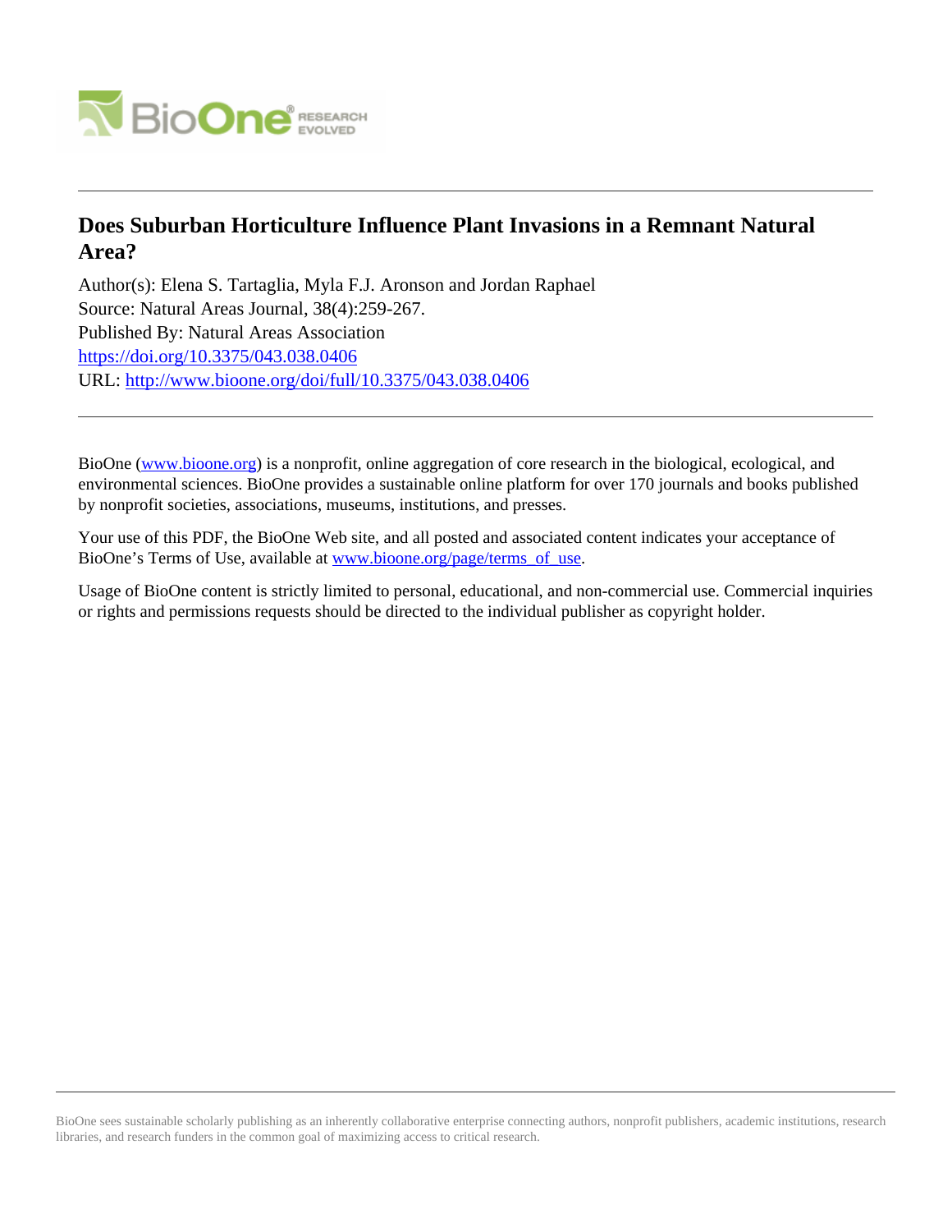# Does Suburban Horticulture Influence Plant Invasions in a Remnant Natural Area?

Author(s): Elena S. Tartaglia, Myla F.J. Aronson and Jordan Raphael
Source: Natural Areas Journal, 38(4):259-267.
Published By: Natural Areas Association
https://doi.org/10.3375/043.038.0406
URL: http://www.bioone.org/doi/full/10.3375/043.038.0406

---

BioOne (www.bioone.org) is a nonprofit, online aggregation of core research in the biological, ecological, and environmental sciences. BioOne provides a sustainable online platform for over 170 journals and books published by nonprofit societies, associations, museums, institutions, and presses.

Your use of this PDF, the BioOne Web site, and all posted and associated content indicates your acceptance of BioOne's Terms of Use, available at www.bioone.org/page/terms_of_use.

Usage of BioOne content is strictly limited to personal, educational, and non-commercial use. Commercial inquiries or rights and permissions requests should be directed to the individual publisher as copyright holder.

---

BioOne sees sustainable scholarly publishing as an inherently collaborative enterprise connecting authors, nonprofit publishers, academic institutions, research libraries, and research funders in the common goal of maximizing access to critical research.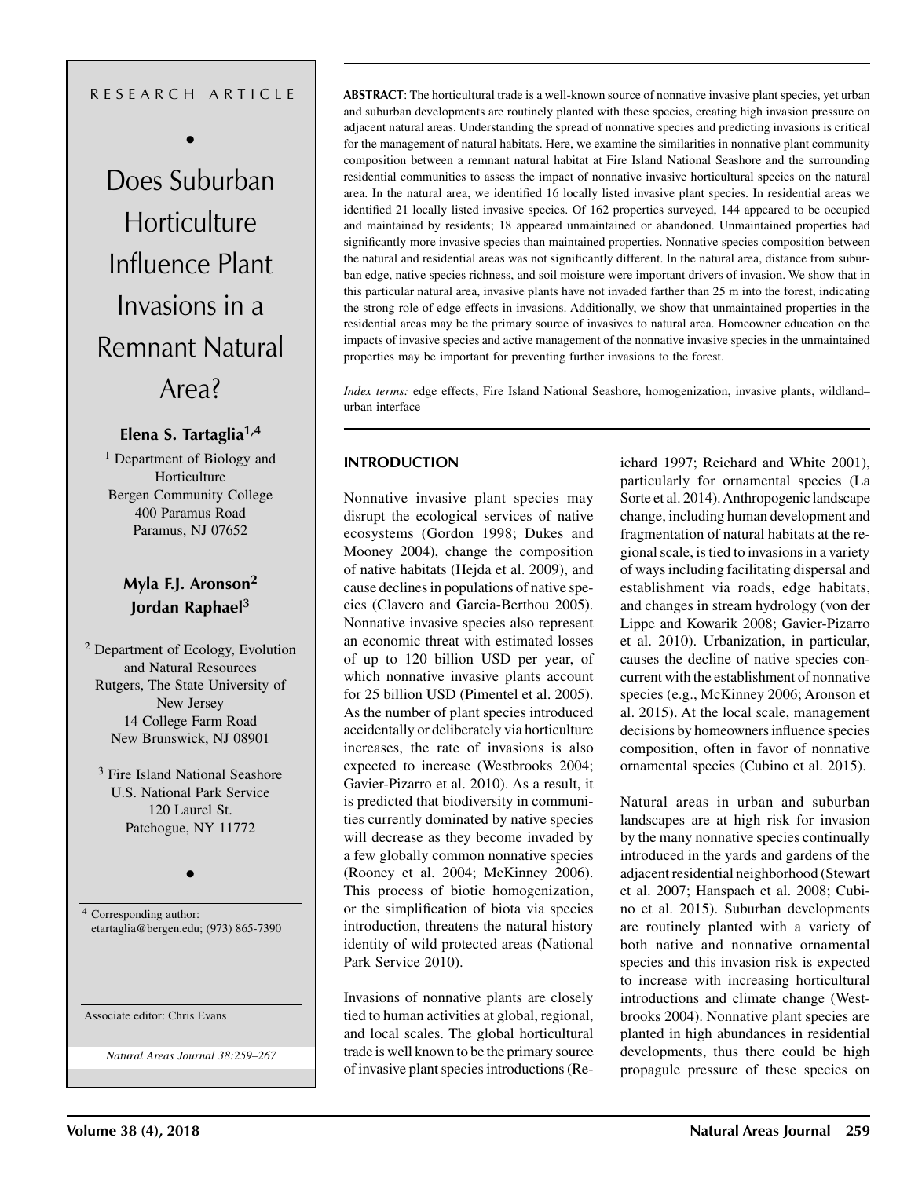RESEARCH ARTICLE

# Does Suburban Horticulture Influence Plant Invasions in a Remnant Natural Area?

**Elena S. Tartaglia[1,4]**

[1] Department of Biology and Horticulture
Bergen Community College
400 Paramus Road
Paramus, NJ 07652

**Myla F.J. Aronson[2]**
**Jordan Raphael[3]**

[2] Department of Ecology, Evolution and Natural Resources
Rutgers, The State University of New Jersey
14 College Farm Road
New Brunswick, NJ 08901

[3] Fire Island National Seashore
U.S. National Park Service
120 Laurel St.
Patchogue, NY 11772

[4] Corresponding author: etartaglia@bergen.edu; (973) 865-7390

Associate editor: Chris Evans

*Natural Areas Journal 38:259–267*

**ABSTRACT**: The horticultural trade is a well-known source of nonnative invasive plant species, yet urban and suburban developments are routinely planted with these species, creating high invasion pressure on adjacent natural areas. Understanding the spread of nonnative species and predicting invasions is critical for the management of natural habitats. Here, we examine the similarities in nonnative plant community composition between a remnant natural habitat at Fire Island National Seashore and the surrounding residential communities to assess the impact of nonnative invasive horticultural species on the natural area. In the natural area, we identified 16 locally listed invasive plant species. In residential areas we identified 21 locally listed invasive species. Of 162 properties surveyed, 144 appeared to be occupied and maintained by residents; 18 appeared unmaintained or abandoned. Unmaintained properties had significantly more invasive species than maintained properties. Nonnative species composition between the natural and residential areas was not significantly different. In the natural area, distance from suburban edge, native species richness, and soil moisture were important drivers of invasion. We show that in this particular natural area, invasive plants have not invaded farther than 25 m into the forest, indicating the strong role of edge effects in invasions. Additionally, we show that unmaintained properties in the residential areas may be the primary source of invasives to natural area. Homeowner education on the impacts of invasive species and active management of the nonnative invasive species in the unmaintained properties may be important for preventing further invasions to the forest.

*Index terms:* edge effects, Fire Island National Seashore, homogenization, invasive plants, wildland–urban interface

## INTRODUCTION

Nonnative invasive plant species may disrupt the ecological services of native ecosystems (Gordon 1998; Dukes and Mooney 2004), change the composition of native habitats (Hejda et al. 2009), and cause declines in populations of native species (Clavero and Garcia-Berthou 2005). Nonnative invasive species also represent an economic threat with estimated losses of up to 120 billion USD per year, of which nonnative invasive plants account for 25 billion USD (Pimentel et al. 2005). As the number of plant species introduced accidentally or deliberately via horticulture increases, the rate of invasions is also expected to increase (Westbrooks 2004; Gavier-Pizarro et al. 2010). As a result, it is predicted that biodiversity in communities currently dominated by native species will decrease as they become invaded by a few globally common nonnative species (Rooney et al. 2004; McKinney 2006). This process of biotic homogenization, or the simplification of biota via species introduction, threatens the natural history identity of wild protected areas (National Park Service 2010).

Invasions of nonnative plants are closely tied to human activities at global, regional, and local scales. The global horticultural trade is well known to be the primary source of invasive plant species introductions (Reichard 1997; Reichard and White 2001), particularly for ornamental species (La Sorte et al. 2014). Anthropogenic landscape change, including human development and fragmentation of natural habitats at the regional scale, is tied to invasions in a variety of ways including facilitating dispersal and establishment via roads, edge habitats, and changes in stream hydrology (von der Lippe and Kowarik 2008; Gavier-Pizarro et al. 2010). Urbanization, in particular, causes the decline of native species concurrent with the establishment of nonnative species (e.g., McKinney 2006; Aronson et al. 2015). At the local scale, management decisions by homeowners influence species composition, often in favor of nonnative ornamental species (Cubino et al. 2015).

Natural areas in urban and suburban landscapes are at high risk for invasion by the many nonnative species continually introduced in the yards and gardens of the adjacent residential neighborhood (Stewart et al. 2007; Hanspach et al. 2008; Cubino et al. 2015). Suburban developments are routinely planted with a variety of both native and nonnative ornamental species and this invasion risk is expected to increase with increasing horticultural introductions and climate change (Westbrooks 2004). Nonnative plant species are planted in high abundances in residential developments, thus there could be high propagule pressure of these species on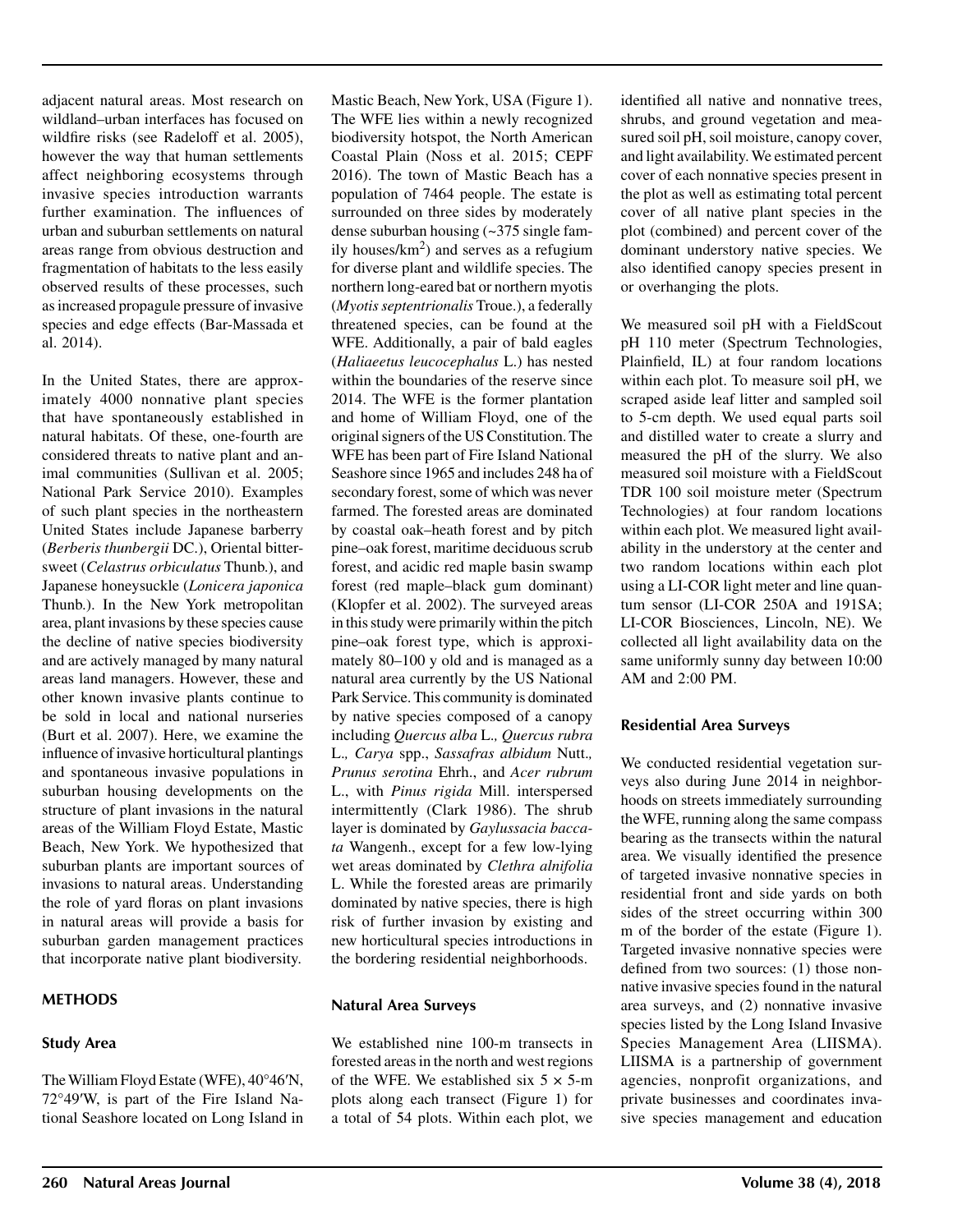adjacent natural areas. Most research on wildland–urban interfaces has focused on wildfire risks (see Radeloff et al. 2005), however the way that human settlements affect neighboring ecosystems through invasive species introduction warrants further examination. The influences of urban and suburban settlements on natural areas range from obvious destruction and fragmentation of habitats to the less easily observed results of these processes, such as increased propagule pressure of invasive species and edge effects (Bar-Massada et al. 2014).

In the United States, there are approximately 4000 nonnative plant species that have spontaneously established in natural habitats. Of these, one-fourth are considered threats to native plant and animal communities (Sullivan et al. 2005; National Park Service 2010). Examples of such plant species in the northeastern United States include Japanese barberry (*Berberis thunbergii* DC.), Oriental bittersweet (*Celastrus orbiculatus* Thunb.), and Japanese honeysuckle (*Lonicera japonica* Thunb.). In the New York metropolitan area, plant invasions by these species cause the decline of native species biodiversity and are actively managed by many natural areas land managers. However, these and other known invasive plants continue to be sold in local and national nurseries (Burt et al. 2007). Here, we examine the influence of invasive horticultural plantings and spontaneous invasive populations in suburban housing developments on the structure of plant invasions in the natural areas of the William Floyd Estate, Mastic Beach, New York. We hypothesized that suburban plants are important sources of invasions to natural areas. Understanding the role of yard floras on plant invasions in natural areas will provide a basis for suburban garden management practices that incorporate native plant biodiversity.

## METHODS

### Study Area

The William Floyd Estate (WFE), 40°46′N, 72°49′W, is part of the Fire Island National Seashore located on Long Island in Mastic Beach, New York, USA (Figure 1). The WFE lies within a newly recognized biodiversity hotspot, the North American Coastal Plain (Noss et al. 2015; CEPF 2016). The town of Mastic Beach has a population of 7464 people. The estate is surrounded on three sides by moderately dense suburban housing (~375 single family houses/km$^2$) and serves as a refugium for diverse plant and wildlife species. The northern long-eared bat or northern myotis (*Myotis septentrionalis* Troue.), a federally threatened species, can be found at the WFE. Additionally, a pair of bald eagles (*Haliaeetus leucocephalus* L.) has nested within the boundaries of the reserve since 2014. The WFE is the former plantation and home of William Floyd, one of the original signers of the US Constitution. The WFE has been part of Fire Island National Seashore since 1965 and includes 248 ha of secondary forest, some of which was never farmed. The forested areas are dominated by coastal oak–heath forest and by pitch pine–oak forest, maritime deciduous scrub forest, and acidic red maple basin swamp forest (red maple–black gum dominant) (Klopfer et al. 2002). The surveyed areas in this study were primarily within the pitch pine–oak forest type, which is approximately 80–100 y old and is managed as a natural area currently by the US National Park Service. This community is dominated by native species composed of a canopy including *Quercus alba* L.*, Quercus rubra* L.*, Carya* spp., *Sassafras albidum* Nutt.*, Prunus serotina* Ehrh., and *Acer rubrum* L., with *Pinus rigida* Mill. interspersed intermittently (Clark 1986). The shrub layer is dominated by *Gaylussacia baccata* Wangenh., except for a few low-lying wet areas dominated by *Clethra alnifolia* L. While the forested areas are primarily dominated by native species, there is high risk of further invasion by existing and new horticultural species introductions in the bordering residential neighborhoods.

### Natural Area Surveys

We established nine 100-m transects in forested areas in the north and west regions of the WFE. We established six 5 × 5-m plots along each transect (Figure 1) for a total of 54 plots. Within each plot, we identified all native and nonnative trees, shrubs, and ground vegetation and measured soil pH, soil moisture, canopy cover, and light availability. We estimated percent cover of each nonnative species present in the plot as well as estimating total percent cover of all native plant species in the plot (combined) and percent cover of the dominant understory native species. We also identified canopy species present in or overhanging the plots.

We measured soil pH with a FieldScout pH 110 meter (Spectrum Technologies, Plainfield, IL) at four random locations within each plot. To measure soil pH, we scraped aside leaf litter and sampled soil to 5-cm depth. We used equal parts soil and distilled water to create a slurry and measured the pH of the slurry. We also measured soil moisture with a FieldScout TDR 100 soil moisture meter (Spectrum Technologies) at four random locations within each plot. We measured light availability in the understory at the center and two random locations within each plot using a LI-COR light meter and line quantum sensor (LI-COR 250A and 191SA; LI-COR Biosciences, Lincoln, NE). We collected all light availability data on the same uniformly sunny day between 10:00 AM and 2:00 PM.

### Residential Area Surveys

We conducted residential vegetation surveys also during June 2014 in neighborhoods on streets immediately surrounding the WFE, running along the same compass bearing as the transects within the natural area. We visually identified the presence of targeted invasive nonnative species in residential front and side yards on both sides of the street occurring within 300 m of the border of the estate (Figure 1). Targeted invasive nonnative species were defined from two sources: (1) those nonnative invasive species found in the natural area surveys, and (2) nonnative invasive species listed by the Long Island Invasive Species Management Area (LIISMA). LIISMA is a partnership of government agencies, nonprofit organizations, and private businesses and coordinates invasive species management and education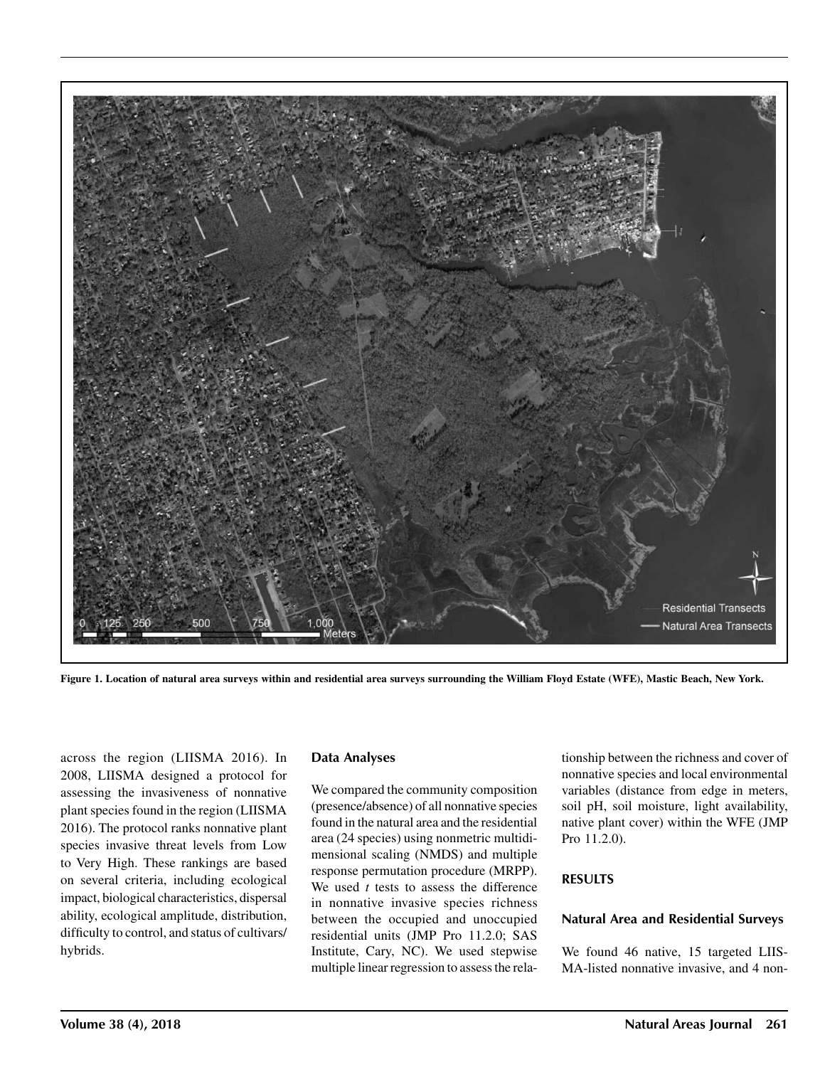Figure 1. Location of natural area surveys within and residential area surveys surrounding the William Floyd Estate (WFE), Mastic Beach, New York.

across the region (LIISMA 2016). In 2008, LIISMA designed a protocol for assessing the invasiveness of nonnative plant species found in the region (LIISMA 2016). The protocol ranks nonnative plant species invasive threat levels from Low to Very High. These rankings are based on several criteria, including ecological impact, biological characteristics, dispersal ability, ecological amplitude, distribution, difficulty to control, and status of cultivars/hybrids.

### Data Analyses

We compared the community composition (presence/absence) of all nonnative species found in the natural area and the residential area (24 species) using nonmetric multidimensional scaling (NMDS) and multiple response permutation procedure (MRPP). We used *t* tests to assess the difference in nonnative invasive species richness between the occupied and unoccupied residential units (JMP Pro 11.2.0; SAS Institute, Cary, NC). We used stepwise multiple linear regression to assess the relationship between the richness and cover of nonnative species and local environmental variables (distance from edge in meters, soil pH, soil moisture, light availability, native plant cover) within the WFE (JMP Pro 11.2.0).

## RESULTS

### Natural Area and Residential Surveys

We found 46 native, 15 targeted LIISMA-listed nonnative invasive, and 4 non-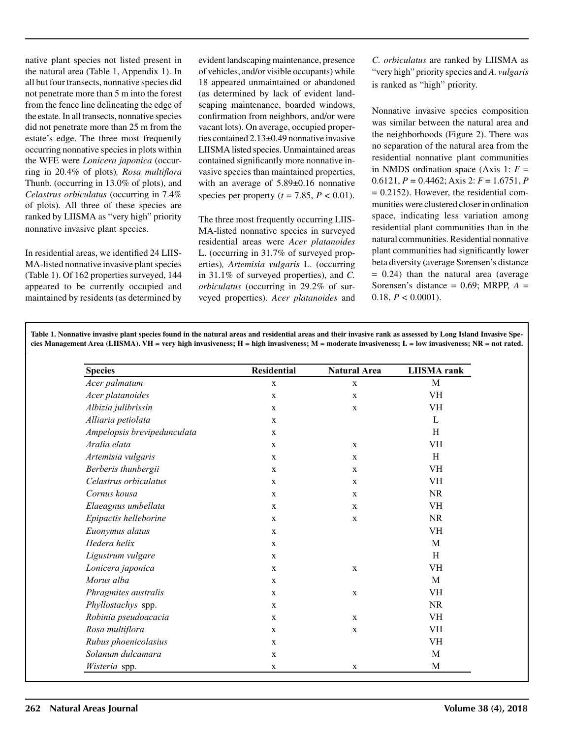native plant species not listed present in the natural area (Table 1, Appendix 1). In all but four transects, nonnative species did not penetrate more than 5 m into the forest from the fence line delineating the edge of the estate. In all transects, nonnative species did not penetrate more than 25 m from the estate's edge. The three most frequently occurring nonnative species in plots within the WFE were *Lonicera japonica* (occurring in 20.4% of plots)*, Rosa multiflora* Thunb. (occurring in 13.0% of plots), and *Celastrus orbiculatus* (occurring in 7.4% of plots). All three of these species are ranked by LIISMA as "very high" priority nonnative invasive plant species.

In residential areas, we identified 24 LIISMA-listed nonnative invasive plant species (Table 1). Of 162 properties surveyed, 144 appeared to be currently occupied and maintained by residents (as determined by evident landscaping maintenance, presence of vehicles, and/or visible occupants) while 18 appeared unmaintained or abandoned (as determined by lack of evident landscaping maintenance, boarded windows, confirmation from neighbors, and/or were vacant lots). On average, occupied properties contained 2.13±0.49 nonnative invasive LIISMA listed species. Unmaintained areas contained significantly more nonnative invasive species than maintained properties, with an average of 5.89±0.16 nonnative species per property ($t$ = 7.85, $P$ < 0.01).

The three most frequently occurring LIISMA-listed nonnative species in surveyed residential areas were *Acer platanoides* L. (occurring in 31.7% of surveyed properties)*, Artemisia vulgaris* L. (occurring in 31.1% of surveyed properties), and *C. orbiculatus* (occurring in 29.2% of surveyed properties). *Acer platanoides* and *C. orbiculatus* are ranked by LIISMA as "very high" priority species and *A. vulgaris* is ranked as "high" priority.

Nonnative invasive species composition was similar between the natural area and the neighborhoods (Figure 2). There was no separation of the natural area from the residential nonnative plant communities in NMDS ordination space (Axis 1: $F$ = 0.6121, $P$ = 0.4462; Axis 2: $F$ = 1.6751, $P$ = 0.2152). However, the residential communities were clustered closer in ordination space, indicating less variation among residential plant communities than in the natural communities. Residential nonnative plant communities had significantly lower beta diversity (average Sorensen's distance = 0.24) than the natural area (average Sorensen's distance = 0.69; MRPP, $A$ = 0.18, $P$ < 0.0001).

**Table 1. Nonnative invasive plant species found in the natural areas and residential areas and their invasive rank as assessed by Long Island Invasive Species Management Area (LIISMA). VH = very high invasiveness; H = high invasiveness; M = moderate invasiveness; L = low invasiveness; NR = not rated.**

| Species | Residential | Natural Area | LIISMA rank |
|---|---|---|---|
| *Acer palmatum* | x | x | M |
| *Acer platanoides* | x | x | VH |
| *Albizia julibrissin* | x | x | VH |
| *Alliaria petiolata* | x | | L |
| *Ampelopsis brevipedunculata* | x | | H |
| *Aralia elata* | x | x | VH |
| *Artemisia vulgaris* | x | x | H |
| *Berberis thunbergii* | x | x | VH |
| *Celastrus orbiculatus* | x | x | VH |
| *Cornus kousa* | x | x | NR |
| *Elaeagnus umbellata* | x | x | VH |
| *Epipactis helleborine* | x | x | NR |
| *Euonymus alatus* | x | | VH |
| *Hedera helix* | x | | M |
| *Ligustrum vulgare* | x | | H |
| *Lonicera japonica* | x | x | VH |
| *Morus alba* | x | | M |
| *Phragmites australis* | x | x | VH |
| *Phyllostachys* spp. | x | | NR |
| *Robinia pseudoacacia* | x | x | VH |
| *Rosa multiflora* | x | x | VH |
| *Rubus phoenicolasius* | x | | VH |
| *Solanum dulcamara* | x | | M |
| *Wisteria* spp. | x | x | M |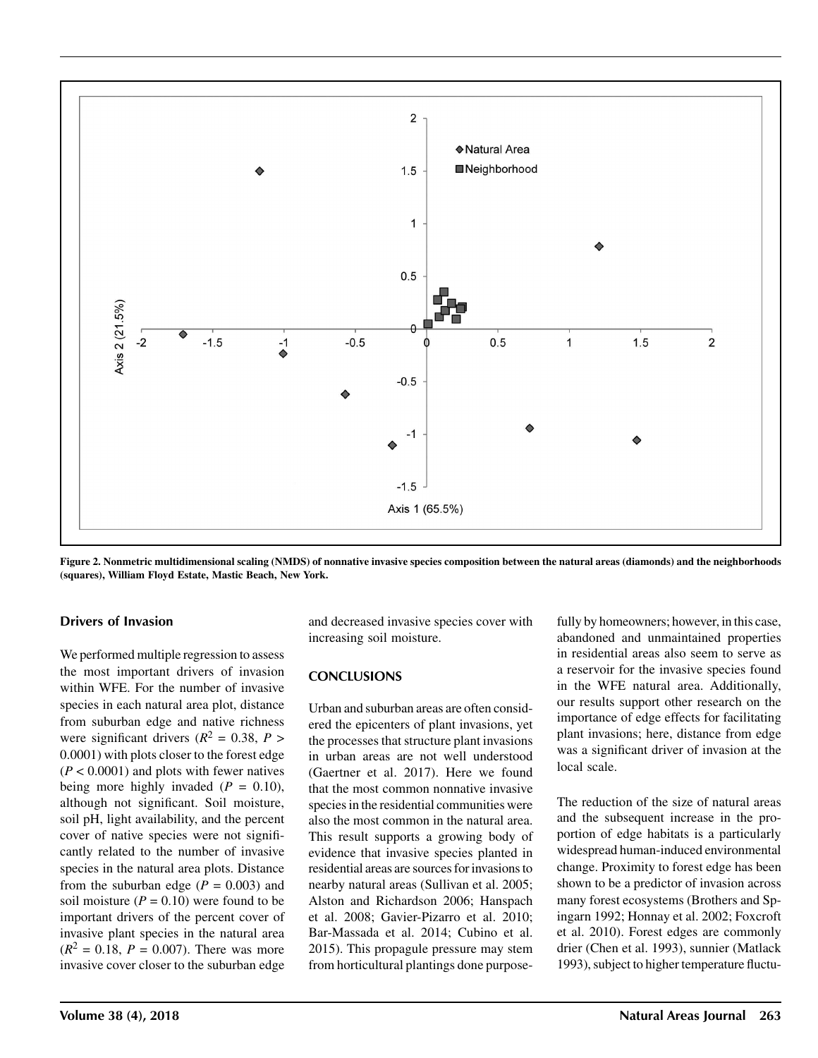Figure 2. Nonmetric multidimensional scaling (NMDS) of nonnative invasive species composition between the natural areas (diamonds) and the neighborhoods (squares), William Floyd Estate, Mastic Beach, New York.

### Drivers of Invasion

We performed multiple regression to assess the most important drivers of invasion within WFE. For the number of invasive species in each natural area plot, distance from suburban edge and native richness were significant drivers ($R^2$ = 0.38, $P$ > 0.0001) with plots closer to the forest edge ($P$ < 0.0001) and plots with fewer natives being more highly invaded ($P$ = 0.10), although not significant. Soil moisture, soil pH, light availability, and the percent cover of native species were not significantly related to the number of invasive species in the natural area plots. Distance from the suburban edge ($P$ = 0.003) and soil moisture ($P$ = 0.10) were found to be important drivers of the percent cover of invasive plant species in the natural area ($R^2$ = 0.18, $P$ = 0.007). There was more invasive cover closer to the suburban edge and decreased invasive species cover with increasing soil moisture.

## CONCLUSIONS

Urban and suburban areas are often considered the epicenters of plant invasions, yet the processes that structure plant invasions in urban areas are not well understood (Gaertner et al. 2017). Here we found that the most common nonnative invasive species in the residential communities were also the most common in the natural area. This result supports a growing body of evidence that invasive species planted in residential areas are sources for invasions to nearby natural areas (Sullivan et al. 2005; Alston and Richardson 2006; Hanspach et al. 2008; Gavier-Pizarro et al. 2010; Bar-Massada et al. 2014; Cubino et al. 2015). This propagule pressure may stem from horticultural plantings done purposefully by homeowners; however, in this case, abandoned and unmaintained properties in residential areas also seem to serve as a reservoir for the invasive species found in the WFE natural area. Additionally, our results support other research on the importance of edge effects for facilitating plant invasions; here, distance from edge was a significant driver of invasion at the local scale.

The reduction of the size of natural areas and the subsequent increase in the proportion of edge habitats is a particularly widespread human-induced environmental change. Proximity to forest edge has been shown to be a predictor of invasion across many forest ecosystems (Brothers and Spingarn 1992; Honnay et al. 2002; Foxcroft et al. 2010). Forest edges are commonly drier (Chen et al. 1993), sunnier (Matlack 1993), subject to higher temperature fluctu-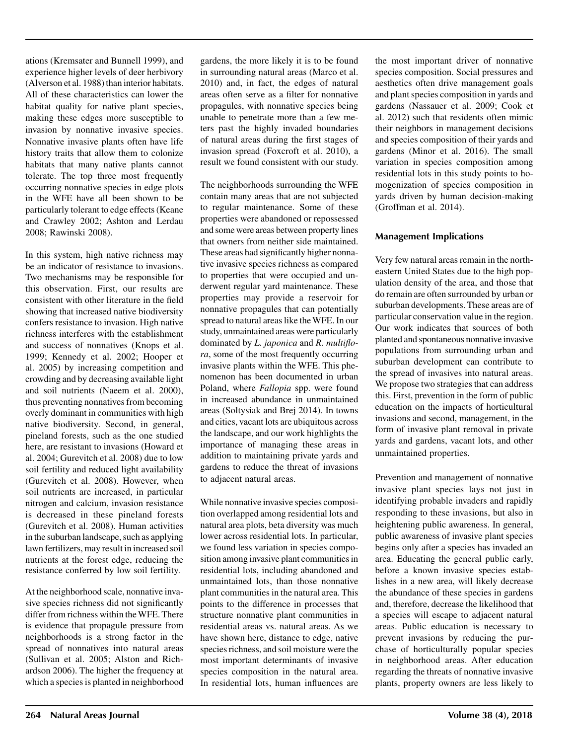ations (Kremsater and Bunnell 1999), and experience higher levels of deer herbivory (Alverson et al. 1988) than interior habitats. All of these characteristics can lower the habitat quality for native plant species, making these edges more susceptible to invasion by nonnative invasive species. Nonnative invasive plants often have life history traits that allow them to colonize habitats that many native plants cannot tolerate. The top three most frequently occurring nonnative species in edge plots in the WFE have all been shown to be particularly tolerant to edge effects (Keane and Crawley 2002; Ashton and Lerdau 2008; Rawinski 2008).

In this system, high native richness may be an indicator of resistance to invasions. Two mechanisms may be responsible for this observation. First, our results are consistent with other literature in the field showing that increased native biodiversity confers resistance to invasion. High native richness interferes with the establishment and success of nonnatives (Knops et al. 1999; Kennedy et al. 2002; Hooper et al. 2005) by increasing competition and crowding and by decreasing available light and soil nutrients (Naeem et al. 2000), thus preventing nonnatives from becoming overly dominant in communities with high native biodiversity. Second, in general, pineland forests, such as the one studied here, are resistant to invasions (Howard et al. 2004; Gurevitch et al. 2008) due to low soil fertility and reduced light availability (Gurevitch et al. 2008). However, when soil nutrients are increased, in particular nitrogen and calcium, invasion resistance is decreased in these pineland forests (Gurevitch et al. 2008). Human activities in the suburban landscape, such as applying lawn fertilizers, may result in increased soil nutrients at the forest edge, reducing the resistance conferred by low soil fertility.

At the neighborhood scale, nonnative invasive species richness did not significantly differ from richness within the WFE. There is evidence that propagule pressure from neighborhoods is a strong factor in the spread of nonnatives into natural areas (Sullivan et al. 2005; Alston and Richardson 2006). The higher the frequency at which a species is planted in neighborhood gardens, the more likely it is to be found in surrounding natural areas (Marco et al. 2010) and, in fact, the edges of natural areas often serve as a filter for nonnative propagules, with nonnative species being unable to penetrate more than a few meters past the highly invaded boundaries of natural areas during the first stages of invasion spread (Foxcroft et al. 2010), a result we found consistent with our study.

The neighborhoods surrounding the WFE contain many areas that are not subjected to regular maintenance. Some of these properties were abandoned or repossessed and some were areas between property lines that owners from neither side maintained. These areas had significantly higher nonnative invasive species richness as compared to properties that were occupied and underwent regular yard maintenance. These properties may provide a reservoir for nonnative propagules that can potentially spread to natural areas like the WFE. In our study, unmaintained areas were particularly dominated by *L. japonica* and *R. multiflora*, some of the most frequently occurring invasive plants within the WFE. This phenomenon has been documented in urban Poland, where *Fallopia* spp. were found in increased abundance in unmaintained areas (Soltysiak and Brej 2014). In towns and cities, vacant lots are ubiquitous across the landscape, and our work highlights the importance of managing these areas in addition to maintaining private yards and gardens to reduce the threat of invasions to adjacent natural areas.

While nonnative invasive species composition overlapped among residential lots and natural area plots, beta diversity was much lower across residential lots. In particular, we found less variation in species composition among invasive plant communities in residential lots, including abandoned and unmaintained lots, than those nonnative plant communities in the natural area. This points to the difference in processes that structure nonnative plant communities in residential areas vs. natural areas. As we have shown here, distance to edge, native species richness, and soil moisture were the most important determinants of invasive species composition in the natural area. In residential lots, human influences are the most important driver of nonnative species composition. Social pressures and aesthetics often drive management goals and plant species composition in yards and gardens (Nassauer et al. 2009; Cook et al. 2012) such that residents often mimic their neighbors in management decisions and species composition of their yards and gardens (Minor et al. 2016). The small variation in species composition among residential lots in this study points to homogenization of species composition in yards driven by human decision-making (Groffman et al. 2014).

## Management Implications

Very few natural areas remain in the northeastern United States due to the high population density of the area, and those that do remain are often surrounded by urban or suburban developments. These areas are of particular conservation value in the region. Our work indicates that sources of both planted and spontaneous nonnative invasive populations from surrounding urban and suburban development can contribute to the spread of invasives into natural areas. We propose two strategies that can address this. First, prevention in the form of public education on the impacts of horticultural invasions and second, management, in the form of invasive plant removal in private yards and gardens, vacant lots, and other unmaintained properties.

Prevention and management of nonnative invasive plant species lays not just in identifying probable invaders and rapidly responding to these invasions, but also in heightening public awareness. In general, public awareness of invasive plant species begins only after a species has invaded an area. Educating the general public early, before a known invasive species establishes in a new area, will likely decrease the abundance of these species in gardens and, therefore, decrease the likelihood that a species will escape to adjacent natural areas. Public education is necessary to prevent invasions by reducing the purchase of horticulturally popular species in neighborhood areas. After education regarding the threats of nonnative invasive plants, property owners are less likely to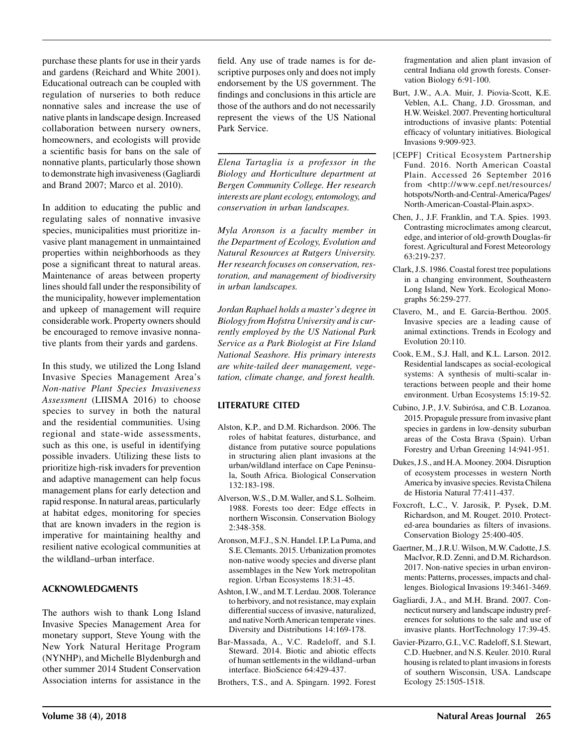purchase these plants for use in their yards and gardens (Reichard and White 2001). Educational outreach can be coupled with regulation of nurseries to both reduce nonnative sales and increase the use of native plants in landscape design. Increased collaboration between nursery owners, homeowners, and ecologists will provide a scientific basis for bans on the sale of nonnative plants, particularly those shown to demonstrate high invasiveness (Gagliardi and Brand 2007; Marco et al. 2010).

In addition to educating the public and regulating sales of nonnative invasive species, municipalities must prioritize invasive plant management in unmaintained properties within neighborhoods as they pose a significant threat to natural areas. Maintenance of areas between property lines should fall under the responsibility of the municipality, however implementation and upkeep of management will require considerable work. Property owners should be encouraged to remove invasive nonnative plants from their yards and gardens.

In this study, we utilized the Long Island Invasive Species Management Area's *Non-native Plant Species Invasiveness Assessment* (LIISMA 2016) to choose species to survey in both the natural and the residential communities. Using regional and state-wide assessments, such as this one, is useful in identifying possible invaders. Utilizing these lists to prioritize high-risk invaders for prevention and adaptive management can help focus management plans for early detection and rapid response. In natural areas, particularly at habitat edges, monitoring for species that are known invaders in the region is imperative for maintaining healthy and resilient native ecological communities at the wildland–urban interface.

## ACKNOWLEDGMENTS

The authors wish to thank Long Island Invasive Species Management Area for monetary support, Steve Young with the New York Natural Heritage Program (NYNHP), and Michelle Blydenburgh and other summer 2014 Student Conservation Association interns for assistance in the field. Any use of trade names is for descriptive purposes only and does not imply endorsement by the US government. The findings and conclusions in this article are those of the authors and do not necessarily represent the views of the US National Park Service.

*Elena Tartaglia is a professor in the Biology and Horticulture department at Bergen Community College. Her research interests are plant ecology, entomology, and conservation in urban landscapes.*

*Myla Aronson is a faculty member in the Department of Ecology, Evolution and Natural Resources at Rutgers University. Her research focuses on conservation, restoration, and management of biodiversity in urban landscapes.*

*Jordan Raphael holds a master's degree in Biology from Hofstra University and is currently employed by the US National Park Service as a Park Biologist at Fire Island National Seashore. His primary interests are white-tailed deer management, vegetation, climate change, and forest health.*

## LITERATURE CITED

Alston, K.P., and D.M. Richardson. 2006. The roles of habitat features, disturbance, and distance from putative source populations in structuring alien plant invasions at the urban/wildland interface on Cape Peninsula, South Africa. Biological Conservation 132:183-198.

Alverson, W.S., D.M. Waller, and S.L. Solheim. 1988. Forests too deer: Edge effects in northern Wisconsin. Conservation Biology 2:348-358.

Aronson, M.F.J., S.N. Handel. I.P. La Puma, and S.E. Clemants. 2015. Urbanization promotes non-native woody species and diverse plant assemblages in the New York metropolitan region. Urban Ecosystems 18:31-45.

Ashton, I.W., and M.T. Lerdau. 2008. Tolerance to herbivory, and not resistance, may explain differential success of invasive, naturalized, and native North American temperate vines. Diversity and Distributions 14:169-178.

Bar-Massada, A., V.C. Radeloff, and S.I. Steward. 2014. Biotic and abiotic effects of human settlements in the wildland–urban interface. BioScience 64:429-437.

Brothers, T.S., and A. Spingarn. 1992. Forest fragmentation and alien plant invasion of central Indiana old growth forests. Conservation Biology 6:91-100.

Burt, J.W., A.A. Muir, J. Piovia-Scott, K.E. Veblen, A.L. Chang, J.D. Grossman, and H.W. Weiskel. 2007. Preventing horticultural introductions of invasive plants: Potential efficacy of voluntary initiatives. Biological Invasions 9:909-923.

[CEPF] Critical Ecosystem Partnership Fund. 2016. North American Coastal Plain. Accessed 26 September 2016 from <http://www.cepf.net/resources/hotspots/North-and-Central-America/Pages/North-American-Coastal-Plain.aspx>.

Chen, J., J.F. Franklin, and T.A. Spies. 1993. Contrasting microclimates among clearcut, edge, and interior of old-growth Douglas-fir forest. Agricultural and Forest Meteorology 63:219-237.

Clark, J.S. 1986. Coastal forest tree populations in a changing environment, Southeastern Long Island, New York. Ecological Monographs 56:259-277.

Clavero, M., and E. Garcia-Berthou. 2005. Invasive species are a leading cause of animal extinctions. Trends in Ecology and Evolution 20:110.

Cook, E.M., S.J. Hall, and K.L. Larson. 2012. Residential landscapes as social-ecological systems: A synthesis of multi-scalar interactions between people and their home environment. Urban Ecosystems 15:19-52.

Cubino, J.P., J.V. Subirósa, and C.B. Lozanoa. 2015. Propagule pressure from invasive plant species in gardens in low-density suburban areas of the Costa Brava (Spain). Urban Forestry and Urban Greening 14:941-951.

Dukes, J.S., and H.A. Mooney. 2004. Disruption of ecosystem processes in western North America by invasive species. Revista Chilena de Historia Natural 77:411-437.

Foxcroft, L.C., V. Jarosik, P. Pysek, D.M. Richardson, and M. Rouget. 2010. Protected-area boundaries as filters of invasions. Conservation Biology 25:400-405.

Gaertner, M., J.R.U. Wilson, M.W. Cadotte, J.S. MacIvor, R.D. Zenni, and D.M. Richardson. 2017. Non-native species in urban environments: Patterns, processes, impacts and challenges. Biological Invasions 19:3461-3469.

Gagliardi, J.A., and M.H. Brand. 2007. Connecticut nursery and landscape industry preferences for solutions to the sale and use of invasive plants. HortTechnology 17:39-45.

Gavier-Pizarro, G.I., V.C. Radeloff, S.I. Stewart, C.D. Huebner, and N.S. Keuler. 2010. Rural housing is related to plant invasions in forests of southern Wisconsin, USA. Landscape Ecology 25:1505-1518.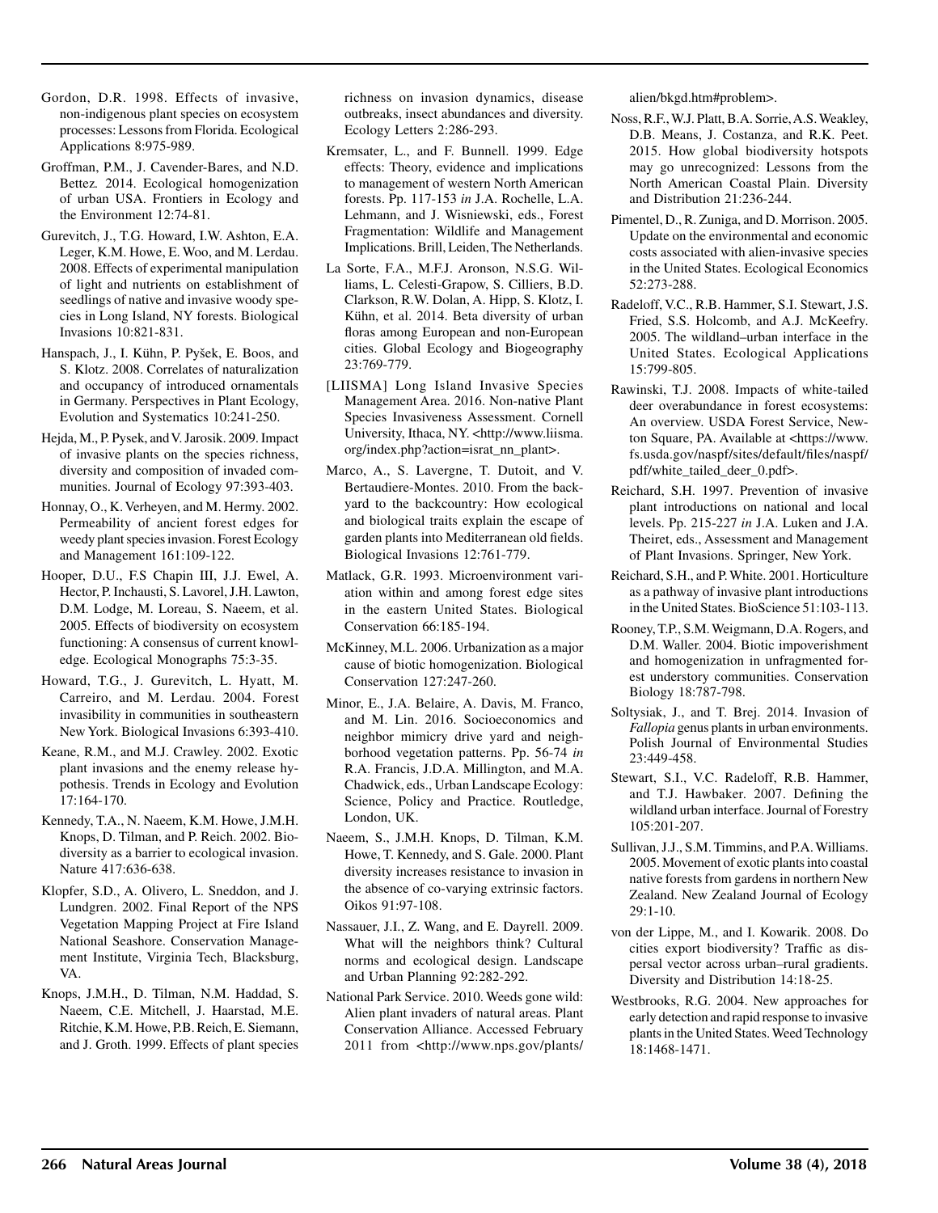Gordon, D.R. 1998. Effects of invasive, non-indigenous plant species on ecosystem processes: Lessons from Florida. Ecological Applications 8:975-989.

Groffman, P.M., J. Cavender-Bares, and N.D. Bettez. 2014. Ecological homogenization of urban USA. Frontiers in Ecology and the Environment 12:74-81.

Gurevitch, J., T.G. Howard, I.W. Ashton, E.A. Leger, K.M. Howe, E. Woo, and M. Lerdau. 2008. Effects of experimental manipulation of light and nutrients on establishment of seedlings of native and invasive woody species in Long Island, NY forests. Biological Invasions 10:821-831.

Hanspach, J., I. Kühn, P. Pyšek, E. Boos, and S. Klotz. 2008. Correlates of naturalization and occupancy of introduced ornamentals in Germany. Perspectives in Plant Ecology, Evolution and Systematics 10:241-250.

Hejda, M., P. Pysek, and V. Jarosik. 2009. Impact of invasive plants on the species richness, diversity and composition of invaded communities. Journal of Ecology 97:393-403.

Honnay, O., K. Verheyen, and M. Hermy. 2002. Permeability of ancient forest edges for weedy plant species invasion. Forest Ecology and Management 161:109-122.

Hooper, D.U., F.S Chapin III, J.J. Ewel, A. Hector, P. Inchausti, S. Lavorel, J.H. Lawton, D.M. Lodge, M. Loreau, S. Naeem, et al. 2005. Effects of biodiversity on ecosystem functioning: A consensus of current knowledge. Ecological Monographs 75:3-35.

Howard, T.G., J. Gurevitch, L. Hyatt, M. Carreiro, and M. Lerdau. 2004. Forest invasibility in communities in southeastern New York. Biological Invasions 6:393-410.

Keane, R.M., and M.J. Crawley. 2002. Exotic plant invasions and the enemy release hypothesis. Trends in Ecology and Evolution 17:164-170.

Kennedy, T.A., N. Naeem, K.M. Howe, J.M.H. Knops, D. Tilman, and P. Reich. 2002. Biodiversity as a barrier to ecological invasion. Nature 417:636-638.

Klopfer, S.D., A. Olivero, L. Sneddon, and J. Lundgren. 2002. Final Report of the NPS Vegetation Mapping Project at Fire Island National Seashore. Conservation Management Institute, Virginia Tech, Blacksburg, VA.

Knops, J.M.H., D. Tilman, N.M. Haddad, S. Naeem, C.E. Mitchell, J. Haarstad, M.E. Ritchie, K.M. Howe, P.B. Reich, E. Siemann, and J. Groth. 1999. Effects of plant species richness on invasion dynamics, disease outbreaks, insect abundances and diversity. Ecology Letters 2:286-293.

Kremsater, L., and F. Bunnell. 1999. Edge effects: Theory, evidence and implications to management of western North American forests. Pp. 117-153 *in* J.A. Rochelle, L.A. Lehmann, and J. Wisniewski, eds., Forest Fragmentation: Wildlife and Management Implications. Brill, Leiden, The Netherlands.

La Sorte, F.A., M.F.J. Aronson, N.S.G. Williams, L. Celesti-Grapow, S. Cilliers, B.D. Clarkson, R.W. Dolan, A. Hipp, S. Klotz, I. Kühn, et al. 2014. Beta diversity of urban floras among European and non-European cities. Global Ecology and Biogeography 23:769-779.

[LIISMA] Long Island Invasive Species Management Area. 2016. Non-native Plant Species Invasiveness Assessment. Cornell University, Ithaca, NY. <http://www.liisma.org/index.php?action=israt_nn_plant>.

Marco, A., S. Lavergne, T. Dutoit, and V. Bertaudiere-Montes. 2010. From the backyard to the backcountry: How ecological and biological traits explain the escape of garden plants into Mediterranean old fields. Biological Invasions 12:761-779.

Matlack, G.R. 1993. Microenvironment variation within and among forest edge sites in the eastern United States. Biological Conservation 66:185-194.

McKinney, M.L. 2006. Urbanization as a major cause of biotic homogenization. Biological Conservation 127:247-260.

Minor, E., J.A. Belaire, A. Davis, M. Franco, and M. Lin. 2016. Socioeconomics and neighbor mimicry drive yard and neighborhood vegetation patterns. Pp. 56-74 *in* R.A. Francis, J.D.A. Millington, and M.A. Chadwick, eds., Urban Landscape Ecology: Science, Policy and Practice. Routledge, London, UK.

Naeem, S., J.M.H. Knops, D. Tilman, K.M. Howe, T. Kennedy, and S. Gale. 2000. Plant diversity increases resistance to invasion in the absence of co-varying extrinsic factors. Oikos 91:97-108.

Nassauer, J.I., Z. Wang, and E. Dayrell. 2009. What will the neighbors think? Cultural norms and ecological design. Landscape and Urban Planning 92:282-292.

National Park Service. 2010. Weeds gone wild: Alien plant invaders of natural areas. Plant Conservation Alliance. Accessed February 2011 from <http://www.nps.gov/plants/alien/bkgd.htm#problem>.

Noss, R.F., W.J. Platt, B.A. Sorrie, A.S. Weakley, D.B. Means, J. Costanza, and R.K. Peet. 2015. How global biodiversity hotspots may go unrecognized: Lessons from the North American Coastal Plain. Diversity and Distribution 21:236-244.

Pimentel, D., R. Zuniga, and D. Morrison. 2005. Update on the environmental and economic costs associated with alien-invasive species in the United States. Ecological Economics 52:273-288.

Radeloff, V.C., R.B. Hammer, S.I. Stewart, J.S. Fried, S.S. Holcomb, and A.J. McKeefry. 2005. The wildland–urban interface in the United States. Ecological Applications 15:799-805.

Rawinski, T.J. 2008. Impacts of white-tailed deer overabundance in forest ecosystems: An overview. USDA Forest Service, Newton Square, PA. Available at <https://www.fs.usda.gov/naspf/sites/default/files/naspf/pdf/white_tailed_deer_0.pdf>.

Reichard, S.H. 1997. Prevention of invasive plant introductions on national and local levels. Pp. 215-227 *in* J.A. Luken and J.A. Theiret, eds., Assessment and Management of Plant Invasions. Springer, New York.

Reichard, S.H., and P. White. 2001. Horticulture as a pathway of invasive plant introductions in the United States. BioScience 51:103-113.

Rooney, T.P., S.M. Weigmann, D.A. Rogers, and D.M. Waller. 2004. Biotic impoverishment and homogenization in unfragmented forest understory communities. Conservation Biology 18:787-798.

Soltysiak, J., and T. Brej. 2014. Invasion of *Fallopia* genus plants in urban environments. Polish Journal of Environmental Studies 23:449-458.

Stewart, S.I., V.C. Radeloff, R.B. Hammer, and T.J. Hawbaker. 2007. Defining the wildland urban interface. Journal of Forestry 105:201-207.

Sullivan, J.J., S.M. Timmins, and P.A. Williams. 2005. Movement of exotic plants into coastal native forests from gardens in northern New Zealand. New Zealand Journal of Ecology 29:1-10.

von der Lippe, M., and I. Kowarik. 2008. Do cities export biodiversity? Traffic as dispersal vector across urban–rural gradients. Diversity and Distribution 14:18-25.

Westbrooks, R.G. 2004. New approaches for early detection and rapid response to invasive plants in the United States. Weed Technology 18:1468-1471.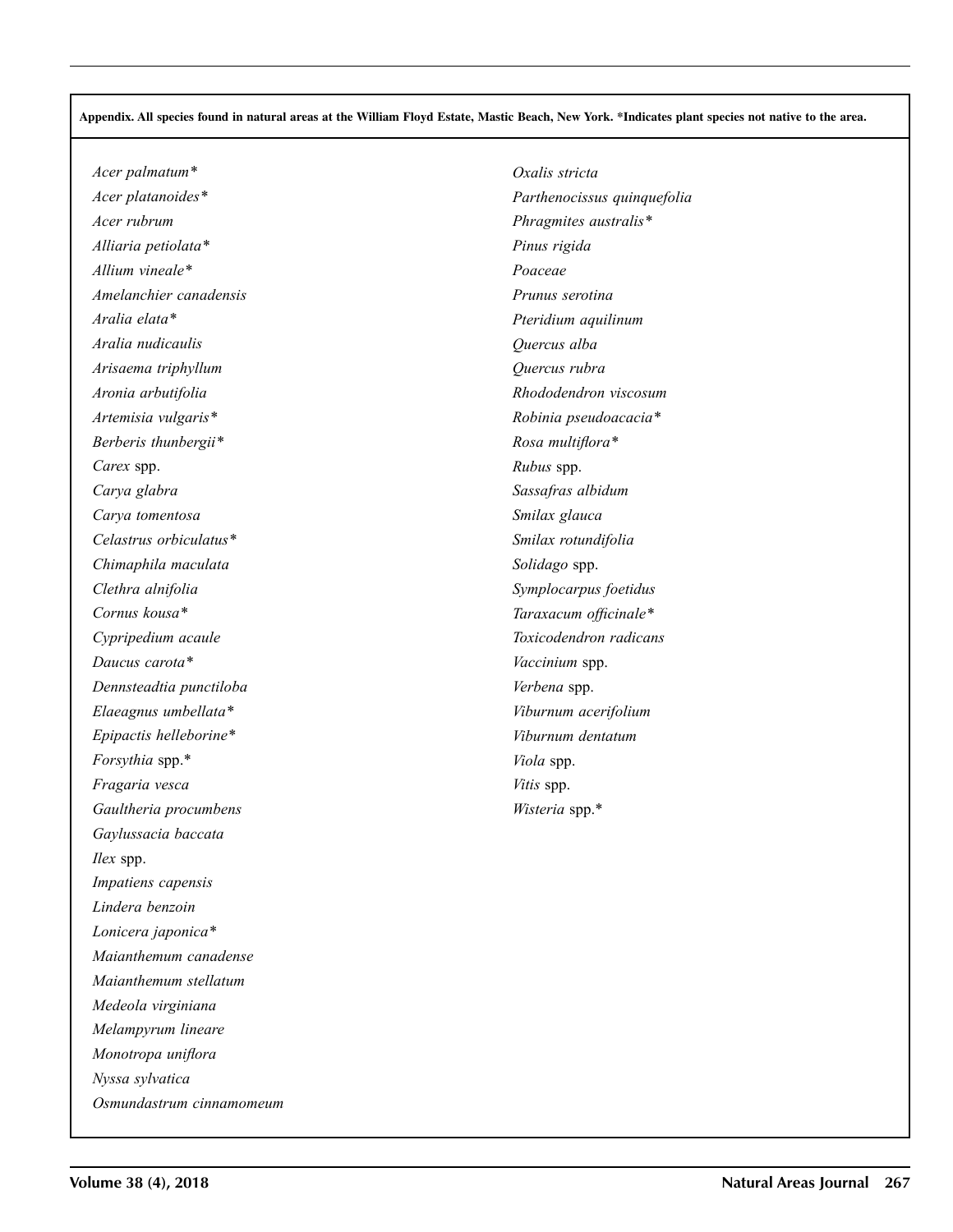**Appendix. All species found in natural areas at the William Floyd Estate, Mastic Beach, New York. *Indicates plant species not native to the area.**

*Acer palmatum**
*Acer platanoides**
*Acer rubrum*
*Alliaria petiolata**
*Allium vineale**
*Amelanchier canadensis*
*Aralia elata**
*Aralia nudicaulis*
*Arisaema triphyllum*
*Aronia arbutifolia*
*Artemisia vulgaris**
*Berberis thunbergii**
*Carex* spp.
*Carya glabra*
*Carya tomentosa*
*Celastrus orbiculatus**
*Chimaphila maculata*
*Clethra alnifolia*
*Cornus kousa**
*Cypripedium acaule*
*Daucus carota**
*Dennsteadtia punctiloba*
*Elaeagnus umbellata**
*Epipactis helleborine**
*Forsythia* spp.*
*Fragaria vesca*
*Gaultheria procumbens*
*Gaylussacia baccata*
*Ilex* spp.
*Impatiens capensis*
*Lindera benzoin*
*Lonicera japonica**
*Maianthemum canadense*
*Maianthemum stellatum*
*Medeola virginiana*
*Melampyrum lineare*
*Monotropa uniflora*
*Nyssa sylvatica*
*Osmundastrum cinnamomeum*
*Oxalis stricta*
*Parthenocissus quinquefolia*
*Phragmites australis**
*Pinus rigida*
*Poaceae*
*Prunus serotina*
*Pteridium aquilinum*
*Quercus alba*
*Quercus rubra*
*Rhododendron viscosum*
*Robinia pseudoacacia**
*Rosa multiflora**
*Rubus* spp.
*Sassafras albidum*
*Smilax glauca*
*Smilax rotundifolia*
*Solidago* spp.
*Symplocarpus foetidus*
*Taraxacum officinale**
*Toxicodendron radicans*
*Vaccinium* spp.
*Verbena* spp.
*Viburnum acerifolium*
*Viburnum dentatum*
*Viola* spp.
*Vitis* spp.
*Wisteria* spp.*